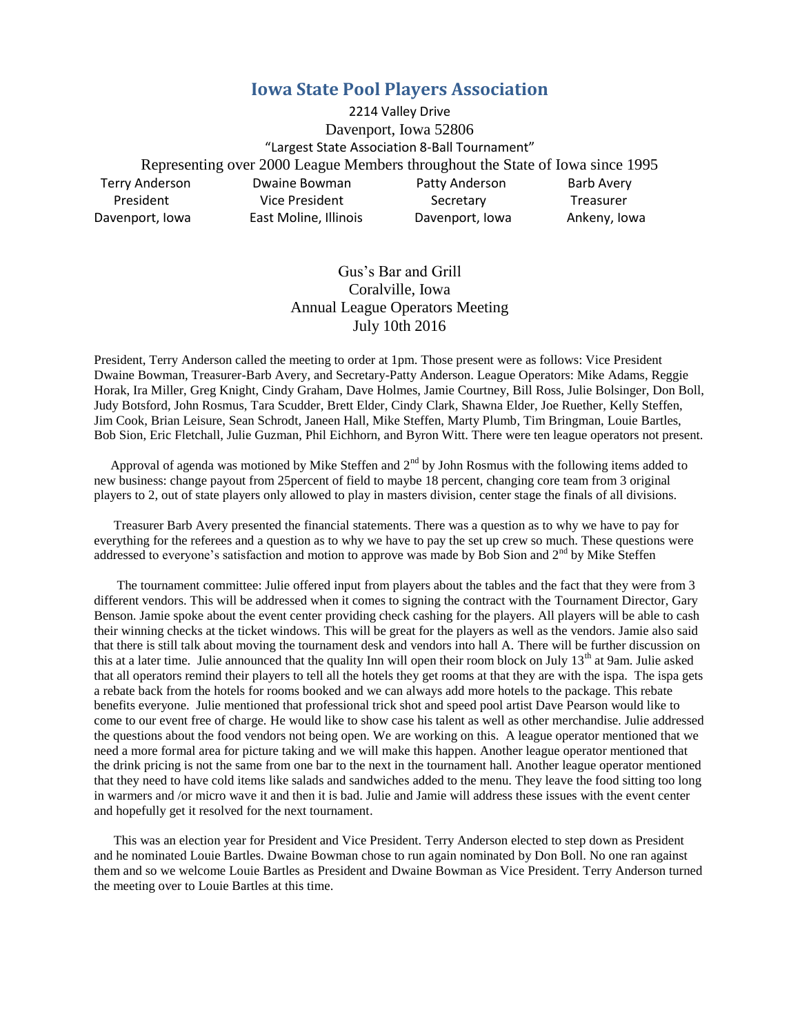# Iowa State Pool Players Association

2214 Valley Drive
Davenport, Iowa 52806
"Largest State Association 8-Ball Tournament"
Representing over 2000 League Members throughout the State of Iowa since 1995

| Terry Anderson | Dwaine Bowman | Patty Anderson | Barb Avery |
|---|---|---|---|
| President | Vice President | Secretary | Treasurer |
| Davenport, Iowa | East Moline, Illinois | Davenport, Iowa | Ankeny, Iowa |

Gus's Bar and Grill
Coralville, Iowa
Annual League Operators Meeting
July 10th 2016

President, Terry Anderson called the meeting to order at 1pm. Those present were as follows: Vice President Dwaine Bowman, Treasurer-Barb Avery, and Secretary-Patty Anderson. League Operators: Mike Adams, Reggie Horak, Ira Miller, Greg Knight, Cindy Graham, Dave Holmes, Jamie Courtney, Bill Ross, Julie Bolsinger, Don Boll, Judy Botsford, John Rosmus, Tara Scudder, Brett Elder, Cindy Clark, Shawna Elder, Joe Ruether, Kelly Steffen, Jim Cook, Brian Leisure, Sean Schrodt, Janeen Hall, Mike Steffen, Marty Plumb, Tim Bringman, Louie Bartles, Bob Sion, Eric Fletchall, Julie Guzman, Phil Eichhorn, and Byron Witt. There were ten league operators not present.

Approval of agenda was motioned by Mike Steffen and 2nd by John Rosmus with the following items added to new business: change payout from 25percent of field to maybe 18 percent, changing core team from 3 original players to 2, out of state players only allowed to play in masters division, center stage the finals of all divisions.

Treasurer Barb Avery presented the financial statements. There was a question as to why we have to pay for everything for the referees and a question as to why we have to pay the set up crew so much. These questions were addressed to everyone's satisfaction and motion to approve was made by Bob Sion and 2nd by Mike Steffen

The tournament committee: Julie offered input from players about the tables and the fact that they were from 3 different vendors. This will be addressed when it comes to signing the contract with the Tournament Director, Gary Benson. Jamie spoke about the event center providing check cashing for the players. All players will be able to cash their winning checks at the ticket windows. This will be great for the players as well as the vendors. Jamie also said that there is still talk about moving the tournament desk and vendors into hall A. There will be further discussion on this at a later time. Julie announced that the quality Inn will open their room block on July 13th at 9am. Julie asked that all operators remind their players to tell all the hotels they get rooms at that they are with the ispa. The ispa gets a rebate back from the hotels for rooms booked and we can always add more hotels to the package. This rebate benefits everyone. Julie mentioned that professional trick shot and speed pool artist Dave Pearson would like to come to our event free of charge. He would like to show case his talent as well as other merchandise. Julie addressed the questions about the food vendors not being open. We are working on this. A league operator mentioned that we need a more formal area for picture taking and we will make this happen. Another league operator mentioned that the drink pricing is not the same from one bar to the next in the tournament hall. Another league operator mentioned that they need to have cold items like salads and sandwiches added to the menu. They leave the food sitting too long in warmers and /or micro wave it and then it is bad. Julie and Jamie will address these issues with the event center and hopefully get it resolved for the next tournament.

This was an election year for President and Vice President. Terry Anderson elected to step down as President and he nominated Louie Bartles. Dwaine Bowman chose to run again nominated by Don Boll. No one ran against them and so we welcome Louie Bartles as President and Dwaine Bowman as Vice President. Terry Anderson turned the meeting over to Louie Bartles at this time.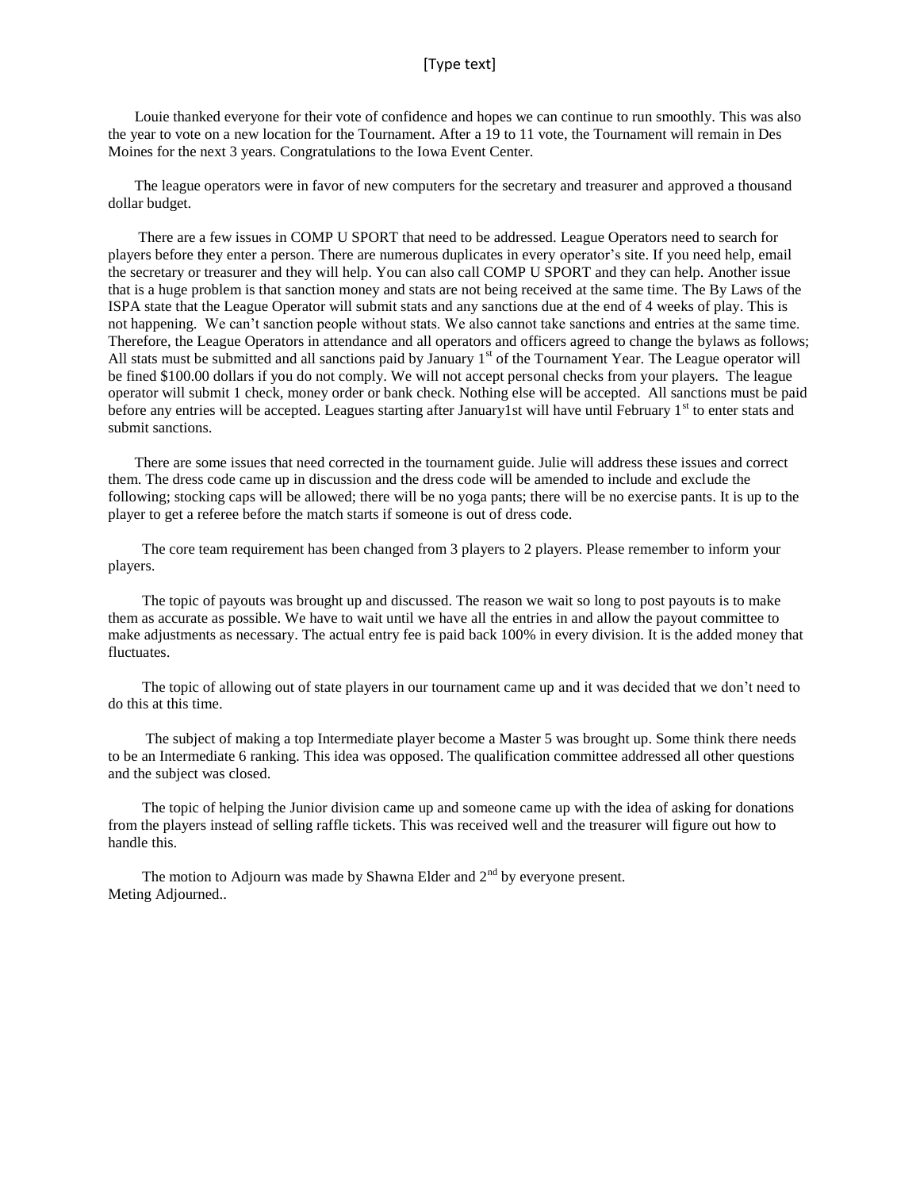Louie thanked everyone for their vote of confidence and hopes we can continue to run smoothly. This was also the year to vote on a new location for the Tournament. After a 19 to 11 vote, the Tournament will remain in Des Moines for the next 3 years. Congratulations to the Iowa Event Center.

The league operators were in favor of new computers for the secretary and treasurer and approved a thousand dollar budget.

There are a few issues in COMP U SPORT that need to be addressed. League Operators need to search for players before they enter a person. There are numerous duplicates in every operator's site. If you need help, email the secretary or treasurer and they will help. You can also call COMP U SPORT and they can help. Another issue that is a huge problem is that sanction money and stats are not being received at the same time. The By Laws of the ISPA state that the League Operator will submit stats and any sanctions due at the end of 4 weeks of play. This is not happening. We can't sanction people without stats. We also cannot take sanctions and entries at the same time. Therefore, the League Operators in attendance and all operators and officers agreed to change the bylaws as follows; All stats must be submitted and all sanctions paid by January 1st of the Tournament Year. The League operator will be fined $100.00 dollars if you do not comply. We will not accept personal checks from your players. The league operator will submit 1 check, money order or bank check. Nothing else will be accepted. All sanctions must be paid before any entries will be accepted. Leagues starting after January1st will have until February 1st to enter stats and submit sanctions.

There are some issues that need corrected in the tournament guide. Julie will address these issues and correct them. The dress code came up in discussion and the dress code will be amended to include and exclude the following; stocking caps will be allowed; there will be no yoga pants; there will be no exercise pants. It is up to the player to get a referee before the match starts if someone is out of dress code.

The core team requirement has been changed from 3 players to 2 players. Please remember to inform your players.

The topic of payouts was brought up and discussed. The reason we wait so long to post payouts is to make them as accurate as possible. We have to wait until we have all the entries in and allow the payout committee to make adjustments as necessary. The actual entry fee is paid back 100% in every division. It is the added money that fluctuates.

The topic of allowing out of state players in our tournament came up and it was decided that we don't need to do this at this time.

The subject of making a top Intermediate player become a Master 5 was brought up. Some think there needs to be an Intermediate 6 ranking. This idea was opposed. The qualification committee addressed all other questions and the subject was closed.

The topic of helping the Junior division came up and someone came up with the idea of asking for donations from the players instead of selling raffle tickets. This was received well and the treasurer will figure out how to handle this.

The motion to Adjourn was made by Shawna Elder and 2nd by everyone present.
Meting Adjourned..